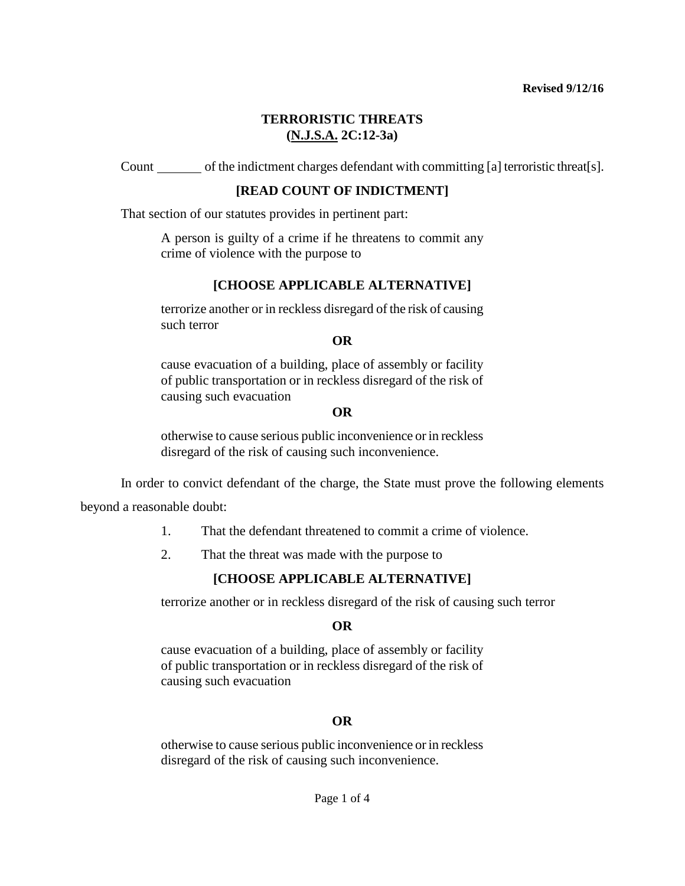**Revised 9/12/16**

## TERRORISTIC THREATS
## (N.J.S.A. 2C:12-3a)

Count ______ of the indictment charges defendant with committing [a] terroristic threat[s].

**[READ COUNT OF INDICTMENT]**

That section of our statutes provides in pertinent part:

> A person is guilty of a crime if he threatens to commit any crime of violence with the purpose to
>
> **[CHOOSE APPLICABLE ALTERNATIVE]**
>
> terrorize another or in reckless disregard of the risk of causing such terror
>
> **OR**
>
> cause evacuation of a building, place of assembly or facility of public transportation or in reckless disregard of the risk of causing such evacuation
>
> **OR**
>
> otherwise to cause serious public inconvenience or in reckless disregard of the risk of causing such inconvenience.

In order to convict defendant of the charge, the State must prove the following elements beyond a reasonable doubt:

1. That the defendant threatened to commit a crime of violence.
2. That the threat was made with the purpose to

**[CHOOSE APPLICABLE ALTERNATIVE]**

> terrorize another or in reckless disregard of the risk of causing such terror
>
> **OR**
>
> cause evacuation of a building, place of assembly or facility of public transportation or in reckless disregard of the risk of causing such evacuation
>
> **OR**
>
> otherwise to cause serious public inconvenience or in reckless disregard of the risk of causing such inconvenience.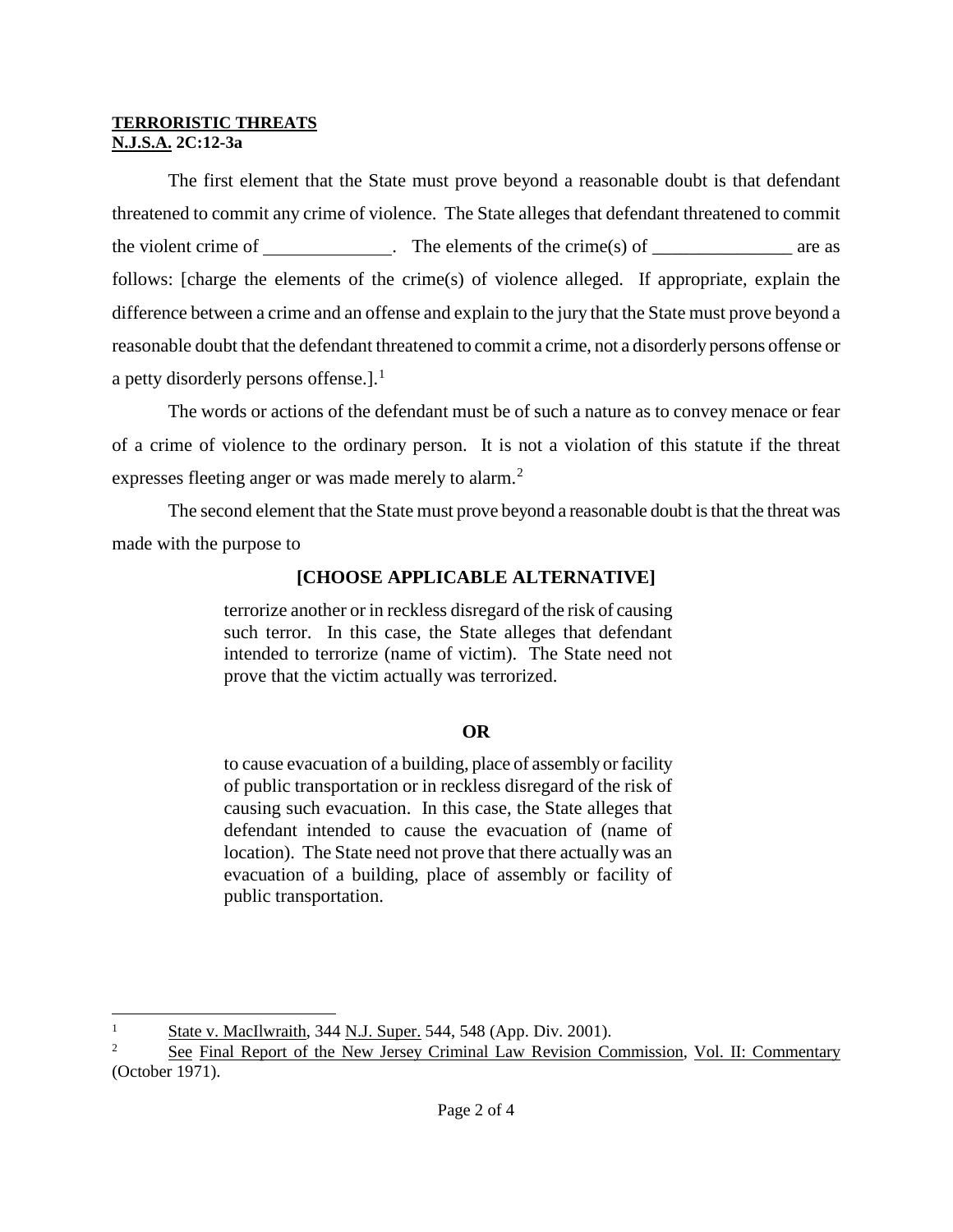**TERRORISTIC THREATS**
**N.J.S.A. 2C:12-3a**

The first element that the State must prove beyond a reasonable doubt is that defendant threatened to commit any crime of violence. The State alleges that defendant threatened to commit the violent crime of \_\_\_\_\_\_\_\_\_\_\_\_\_\_. The elements of the crime(s) of \_\_\_\_\_\_\_\_\_\_\_\_\_\_\_ are as follows: [charge the elements of the crime(s) of violence alleged. If appropriate, explain the difference between a crime and an offense and explain to the jury that the State must prove beyond a reasonable doubt that the defendant threatened to commit a crime, not a disorderly persons offense or a petty disorderly persons offense.].[1]

The words or actions of the defendant must be of such a nature as to convey menace or fear of a crime of violence to the ordinary person. It is not a violation of this statute if the threat expresses fleeting anger or was made merely to alarm.[2]

The second element that the State must prove beyond a reasonable doubt is that the threat was made with the purpose to

**[CHOOSE APPLICABLE ALTERNATIVE]**

> terrorize another or in reckless disregard of the risk of causing such terror. In this case, the State alleges that defendant intended to terrorize (name of victim). The State need not prove that the victim actually was terrorized.

**OR**

> to cause evacuation of a building, place of assembly or facility of public transportation or in reckless disregard of the risk of causing such evacuation. In this case, the State alleges that defendant intended to cause the evacuation of (name of location). The State need not prove that there actually was an evacuation of a building, place of assembly or facility of public transportation.

---

[1] State v. MacIlwraith, 344 N.J. Super. 544, 548 (App. Div. 2001).

[2] See Final Report of the New Jersey Criminal Law Revision Commission, Vol. II: Commentary (October 1971).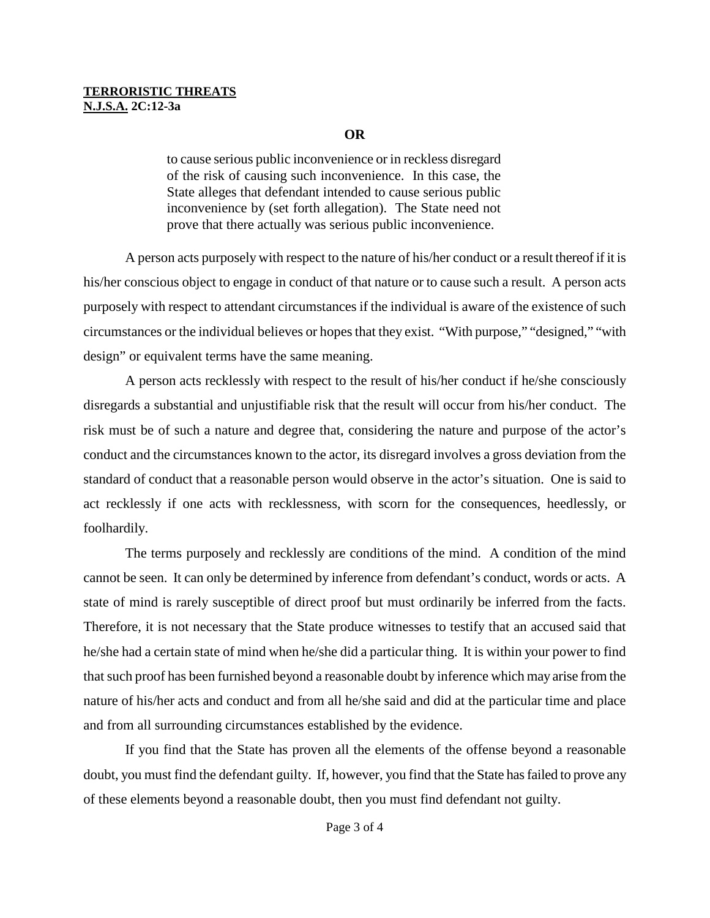**OR**

> to cause serious public inconvenience or in reckless disregard of the risk of causing such inconvenience. In this case, the State alleges that defendant intended to cause serious public inconvenience by (set forth allegation). The State need not prove that there actually was serious public inconvenience.

A person acts purposely with respect to the nature of his/her conduct or a result thereof if it is his/her conscious object to engage in conduct of that nature or to cause such a result. A person acts purposely with respect to attendant circumstances if the individual is aware of the existence of such circumstances or the individual believes or hopes that they exist. "With purpose," "designed," "with design" or equivalent terms have the same meaning.

A person acts recklessly with respect to the result of his/her conduct if he/she consciously disregards a substantial and unjustifiable risk that the result will occur from his/her conduct. The risk must be of such a nature and degree that, considering the nature and purpose of the actor's conduct and the circumstances known to the actor, its disregard involves a gross deviation from the standard of conduct that a reasonable person would observe in the actor's situation. One is said to act recklessly if one acts with recklessness, with scorn for the consequences, heedlessly, or foolhardily.

The terms purposely and recklessly are conditions of the mind. A condition of the mind cannot be seen. It can only be determined by inference from defendant's conduct, words or acts. A state of mind is rarely susceptible of direct proof but must ordinarily be inferred from the facts. Therefore, it is not necessary that the State produce witnesses to testify that an accused said that he/she had a certain state of mind when he/she did a particular thing. It is within your power to find that such proof has been furnished beyond a reasonable doubt by inference which may arise from the nature of his/her acts and conduct and from all he/she said and did at the particular time and place and from all surrounding circumstances established by the evidence.

If you find that the State has proven all the elements of the offense beyond a reasonable doubt, you must find the defendant guilty. If, however, you find that the State has failed to prove any of these elements beyond a reasonable doubt, then you must find defendant not guilty.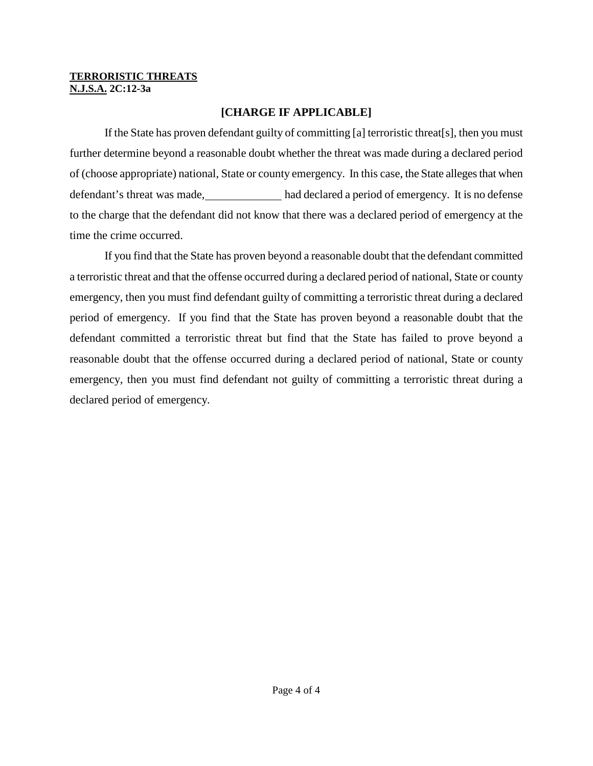**TERRORISTIC THREATS**
**N.J.S.A. 2C:12-3a**

## [CHARGE IF APPLICABLE]

If the State has proven defendant guilty of committing [a] terroristic threat[s], then you must further determine beyond a reasonable doubt whether the threat was made during a declared period of (choose appropriate) national, State or county emergency. In this case, the State alleges that when defendant's threat was made, _____________ had declared a period of emergency. It is no defense to the charge that the defendant did not know that there was a declared period of emergency at the time the crime occurred.

If you find that the State has proven beyond a reasonable doubt that the defendant committed a terroristic threat and that the offense occurred during a declared period of national, State or county emergency, then you must find defendant guilty of committing a terroristic threat during a declared period of emergency. If you find that the State has proven beyond a reasonable doubt that the defendant committed a terroristic threat but find that the State has failed to prove beyond a reasonable doubt that the offense occurred during a declared period of national, State or county emergency, then you must find defendant not guilty of committing a terroristic threat during a declared period of emergency.